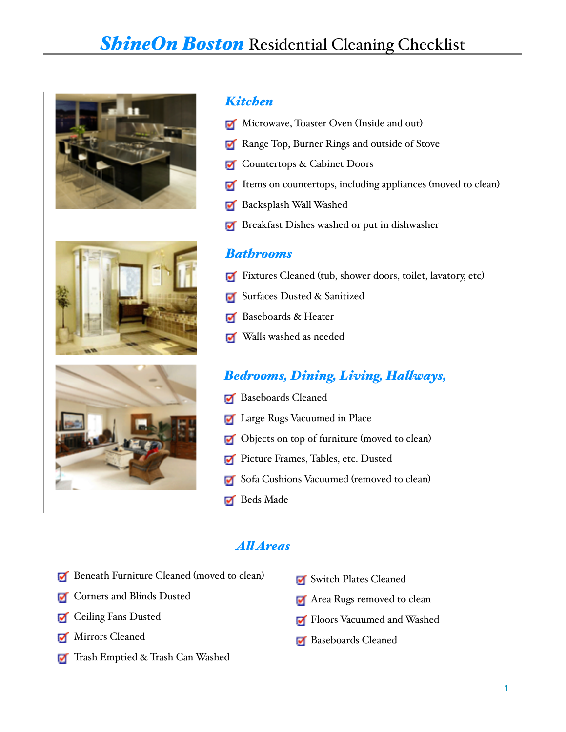# *ShineOn Boston* Residential Cleaning Checklist

## *Kitchen*

- ☑ Microwave, Toaster Oven (Inside and out)
- ☑ Range Top, Burner Rings and outside of Stove
- ☑ Countertops & Cabinet Doors
- ☑ Items on countertops, including appliances (moved to clean)
- ☑ Backsplash Wall Washed
- ☑ Breakfast Dishes washed or put in dishwasher

## *Bathrooms*

- ☑ Fixtures Cleaned (tub, shower doors, toilet, lavatory, etc)
- ☑ Surfaces Dusted & Sanitized
- ☑ Baseboards & Heater
- ☑ Walls washed as needed

## *Bedrooms, Dining, Living, Hallways,*

- ☑ Baseboards Cleaned
- ☑ Large Rugs Vacuumed in Place
- ☑ Objects on top of furniture (moved to clean)
- ☑ Picture Frames, Tables, etc. Dusted
- ☑ Sofa Cushions Vacuumed (removed to clean)
- ☑ Beds Made

## *All Areas*

- ☑ Beneath Furniture Cleaned (moved to clean)
- ☑ Corners and Blinds Dusted
- ☑ Ceiling Fans Dusted
- ☑ Mirrors Cleaned
- ☑ Trash Emptied & Trash Can Washed
- ☑ Switch Plates Cleaned
- ☑ Area Rugs removed to clean
- ☑ Floors Vacuumed and Washed
- ☑ Baseboards Cleaned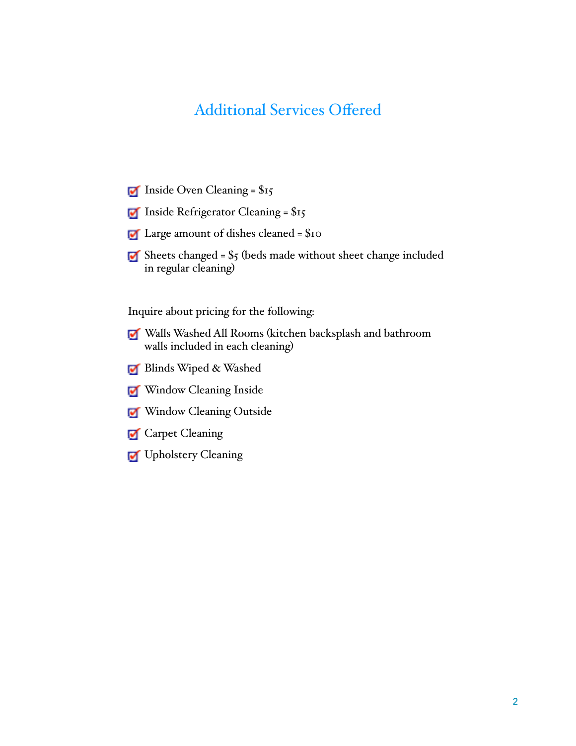# Additional Services Offered

- Inside Oven Cleaning = $15
- Inside Refrigerator Cleaning = $15
- Large amount of dishes cleaned = $10
- Sheets changed = $5 (beds made without sheet change included in regular cleaning)

Inquire about pricing for the following:

- Walls Washed All Rooms (kitchen backsplash and bathroom walls included in each cleaning)
- Blinds Wiped & Washed
- Window Cleaning Inside
- Window Cleaning Outside
- Carpet Cleaning
- Upholstery Cleaning